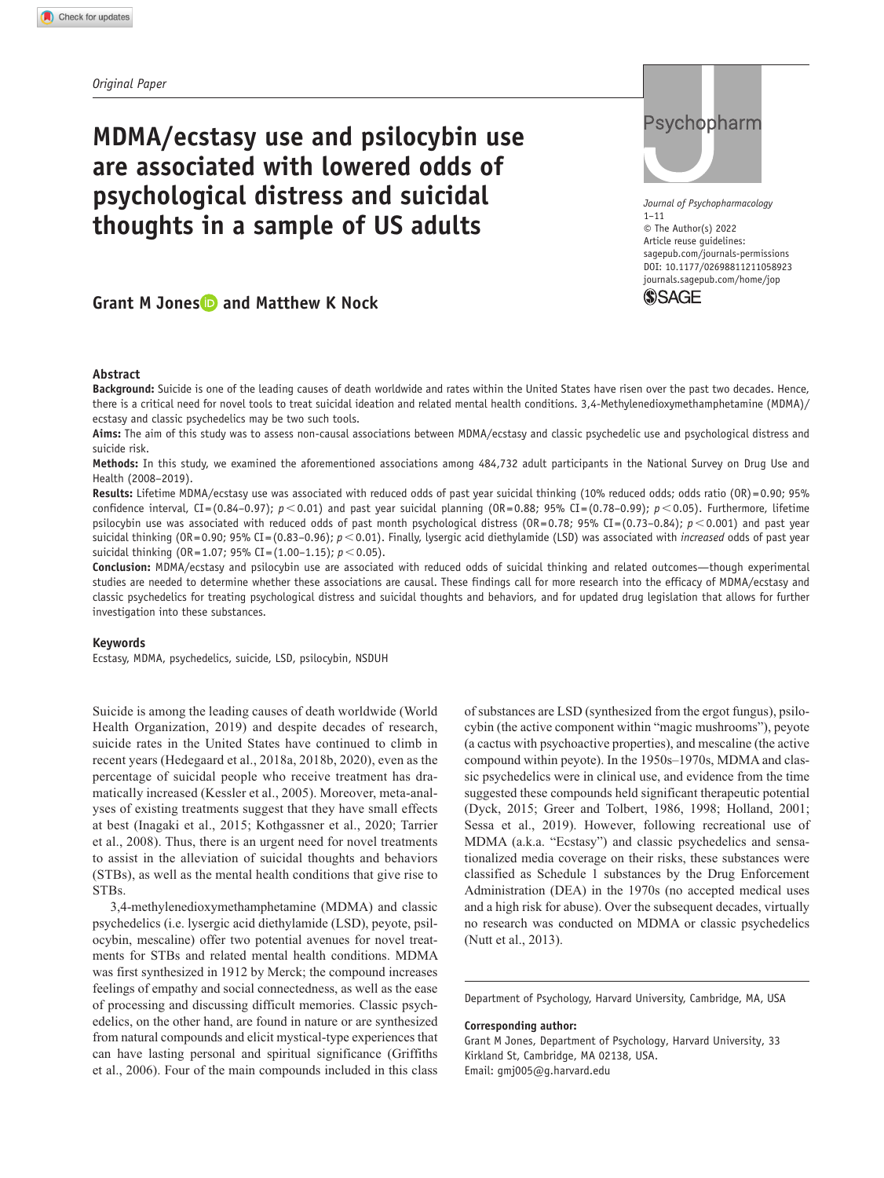*Original Paper*

# MDMA/ecstasy use and psilocybin use are associated with lowered odds of psychological distress and suicidal thoughts in a sample of US adults

**Grant M Jones and Matthew K Nock**

## Abstract

**Background:** Suicide is one of the leading causes of death worldwide and rates within the United States have risen over the past two decades. Hence, there is a critical need for novel tools to treat suicidal ideation and related mental health conditions. 3,4-Methylenedioxymethamphetamine (MDMA)/ecstasy and classic psychedelics may be two such tools.

**Aims:** The aim of this study was to assess non-causal associations between MDMA/ecstasy and classic psychedelic use and psychological distress and suicide risk.

**Methods:** In this study, we examined the aforementioned associations among 484,732 adult participants in the National Survey on Drug Use and Health (2008–2019).

**Results:** Lifetime MDMA/ecstasy use was associated with reduced odds of past year suicidal thinking (10% reduced odds; odds ratio (OR) = 0.90; 95% confidence interval, CI = (0.84–0.97); $p < 0.01$) and past year suicidal planning (OR = 0.88; 95% CI = (0.78–0.99); $p < 0.05$). Furthermore, lifetime psilocybin use was associated with reduced odds of past month psychological distress (OR = 0.78; 95% CI = (0.73–0.84); $p < 0.001$) and past year suicidal thinking (OR = 0.90; 95% CI = (0.83–0.96); $p < 0.01$). Finally, lysergic acid diethylamide (LSD) was associated with *increased* odds of past year suicidal thinking (OR = 1.07; 95% CI = (1.00–1.15); $p < 0.05$).

**Conclusion:** MDMA/ecstasy and psilocybin use are associated with reduced odds of suicidal thinking and related outcomes—though experimental studies are needed to determine whether these associations are causal. These findings call for more research into the efficacy of MDMA/ecstasy and classic psychedelics for treating psychological distress and suicidal thoughts and behaviors, and for updated drug legislation that allows for further investigation into these substances.

### Keywords

Ecstasy, MDMA, psychedelics, suicide, LSD, psilocybin, NSDUH

Suicide is among the leading causes of death worldwide (World Health Organization, 2019) and despite decades of research, suicide rates in the United States have continued to climb in recent years (Hedegaard et al., 2018a, 2018b, 2020), even as the percentage of suicidal people who receive treatment has dramatically increased (Kessler et al., 2005). Moreover, meta-analyses of existing treatments suggest that they have small effects at best (Inagaki et al., 2015; Kothgassner et al., 2020; Tarrier et al., 2008). Thus, there is an urgent need for novel treatments to assist in the alleviation of suicidal thoughts and behaviors (STBs), as well as the mental health conditions that give rise to STBs.

3,4-methylenedioxymethamphetamine (MDMA) and classic psychedelics (i.e. lysergic acid diethylamide (LSD), peyote, psilocybin, mescaline) offer two potential avenues for novel treatments for STBs and related mental health conditions. MDMA was first synthesized in 1912 by Merck; the compound increases feelings of empathy and social connectedness, as well as the ease of processing and discussing difficult memories. Classic psychedelics, on the other hand, are found in nature or are synthesized from natural compounds and elicit mystical-type experiences that can have lasting personal and spiritual significance (Griffiths et al., 2006). Four of the main compounds included in this class of substances are LSD (synthesized from the ergot fungus), psilocybin (the active component within "magic mushrooms"), peyote (a cactus with psychoactive properties), and mescaline (the active compound within peyote). In the 1950s–1970s, MDMA and classic psychedelics were in clinical use, and evidence from the time suggested these compounds held significant therapeutic potential (Dyck, 2015; Greer and Tolbert, 1986, 1998; Holland, 2001; Sessa et al., 2019). However, following recreational use of MDMA (a.k.a. "Ecstasy") and classic psychedelics and sensationalized media coverage on their risks, these substances were classified as Schedule 1 substances by the Drug Enforcement Administration (DEA) in the 1970s (no accepted medical uses and a high risk for abuse). Over the subsequent decades, virtually no research was conducted on MDMA or classic psychedelics (Nutt et al., 2013).

Department of Psychology, Harvard University, Cambridge, MA, USA

**Corresponding author:**
Grant M Jones, Department of Psychology, Harvard University, 33 Kirkland St, Cambridge, MA 02138, USA.
Email: gmj005@g.harvard.edu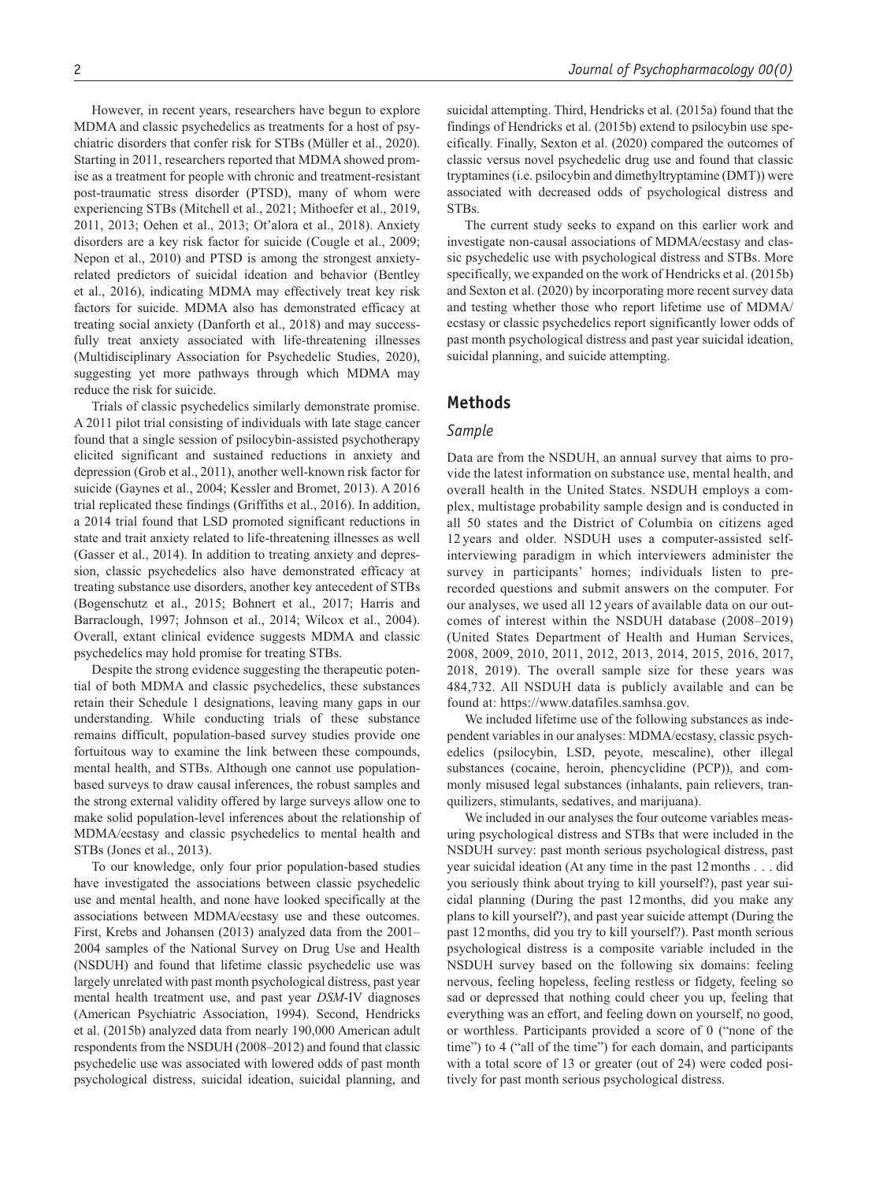However, in recent years, researchers have begun to explore MDMA and classic psychedelics as treatments for a host of psychiatric disorders that confer risk for STBs (Müller et al., 2020). Starting in 2011, researchers reported that MDMA showed promise as a treatment for people with chronic and treatment-resistant post-traumatic stress disorder (PTSD), many of whom were experiencing STBs (Mitchell et al., 2021; Mithoefer et al., 2019, 2011, 2013; Oehen et al., 2013; Ot'alora et al., 2018). Anxiety disorders are a key risk factor for suicide (Cougle et al., 2009; Nepon et al., 2010) and PTSD is among the strongest anxiety-related predictors of suicidal ideation and behavior (Bentley et al., 2016), indicating MDMA may effectively treat key risk factors for suicide. MDMA also has demonstrated efficacy at treating social anxiety (Danforth et al., 2018) and may successfully treat anxiety associated with life-threatening illnesses (Multidisciplinary Association for Psychedelic Studies, 2020), suggesting yet more pathways through which MDMA may reduce the risk for suicide.

Trials of classic psychedelics similarly demonstrate promise. A 2011 pilot trial consisting of individuals with late stage cancer found that a single session of psilocybin-assisted psychotherapy elicited significant and sustained reductions in anxiety and depression (Grob et al., 2011), another well-known risk factor for suicide (Gaynes et al., 2004; Kessler and Bromet, 2013). A 2016 trial replicated these findings (Griffiths et al., 2016). In addition, a 2014 trial found that LSD promoted significant reductions in state and trait anxiety related to life-threatening illnesses as well (Gasser et al., 2014). In addition to treating anxiety and depression, classic psychedelics also have demonstrated efficacy at treating substance use disorders, another key antecedent of STBs (Bogenschutz et al., 2015; Bohnert et al., 2017; Harris and Barraclough, 1997; Johnson et al., 2014; Wilcox et al., 2004). Overall, extant clinical evidence suggests MDMA and classic psychedelics may hold promise for treating STBs.

Despite the strong evidence suggesting the therapeutic potential of both MDMA and classic psychedelics, these substances retain their Schedule 1 designations, leaving many gaps in our understanding. While conducting trials of these substance remains difficult, population-based survey studies provide one fortuitous way to examine the link between these compounds, mental health, and STBs. Although one cannot use population-based surveys to draw causal inferences, the robust samples and the strong external validity offered by large surveys allow one to make solid population-level inferences about the relationship of MDMA/ecstasy and classic psychedelics to mental health and STBs (Jones et al., 2013).

To our knowledge, only four prior population-based studies have investigated the associations between classic psychedelic use and mental health, and none have looked specifically at the associations between MDMA/ecstasy use and these outcomes. First, Krebs and Johansen (2013) analyzed data from the 2001–2004 samples of the National Survey on Drug Use and Health (NSDUH) and found that lifetime classic psychedelic use was largely unrelated with past month psychological distress, past year mental health treatment use, and past year *DSM*-IV diagnoses (American Psychiatric Association, 1994). Second, Hendricks et al. (2015b) analyzed data from nearly 190,000 American adult respondents from the NSDUH (2008–2012) and found that classic psychedelic use was associated with lowered odds of past month psychological distress, suicidal ideation, suicidal planning, and suicidal attempting. Third, Hendricks et al. (2015a) found that the findings of Hendricks et al. (2015b) extend to psilocybin use specifically. Finally, Sexton et al. (2020) compared the outcomes of classic versus novel psychedelic drug use and found that classic tryptamines (i.e. psilocybin and dimethyltryptamine (DMT)) were associated with decreased odds of psychological distress and STBs.

The current study seeks to expand on this earlier work and investigate non-causal associations of MDMA/ecstasy and classic psychedelic use with psychological distress and STBs. More specifically, we expanded on the work of Hendricks et al. (2015b) and Sexton et al. (2020) by incorporating more recent survey data and testing whether those who report lifetime use of MDMA/ecstasy or classic psychedelics report significantly lower odds of past month psychological distress and past year suicidal ideation, suicidal planning, and suicide attempting.

## Methods

### Sample

Data are from the NSDUH, an annual survey that aims to provide the latest information on substance use, mental health, and overall health in the United States. NSDUH employs a complex, multistage probability sample design and is conducted in all 50 states and the District of Columbia on citizens aged 12 years and older. NSDUH uses a computer-assisted self-interviewing paradigm in which interviewers administer the survey in participants' homes; individuals listen to pre-recorded questions and submit answers on the computer. For our analyses, we used all 12 years of available data on our outcomes of interest within the NSDUH database (2008–2019) (United States Department of Health and Human Services, 2008, 2009, 2010, 2011, 2012, 2013, 2014, 2015, 2016, 2017, 2018, 2019). The overall sample size for these years was 484,732. All NSDUH data is publicly available and can be found at: https://www.datafiles.samhsa.gov.

We included lifetime use of the following substances as independent variables in our analyses: MDMA/ecstasy, classic psychedelics (psilocybin, LSD, peyote, mescaline), other illegal substances (cocaine, heroin, phencyclidine (PCP)), and commonly misused legal substances (inhalants, pain relievers, tranquilizers, stimulants, sedatives, and marijuana).

We included in our analyses the four outcome variables measuring psychological distress and STBs that were included in the NSDUH survey: past month serious psychological distress, past year suicidal ideation (At any time in the past 12 months . . . did you seriously think about trying to kill yourself?), past year suicidal planning (During the past 12 months, did you make any plans to kill yourself?), and past year suicide attempt (During the past 12 months, did you try to kill yourself?). Past month serious psychological distress is a composite variable included in the NSDUH survey based on the following six domains: feeling nervous, feeling hopeless, feeling restless or fidgety, feeling so sad or depressed that nothing could cheer you up, feeling that everything was an effort, and feeling down on yourself, no good, or worthless. Participants provided a score of 0 ("none of the time") to 4 ("all of the time") for each domain, and participants with a total score of 13 or greater (out of 24) were coded positively for past month serious psychological distress.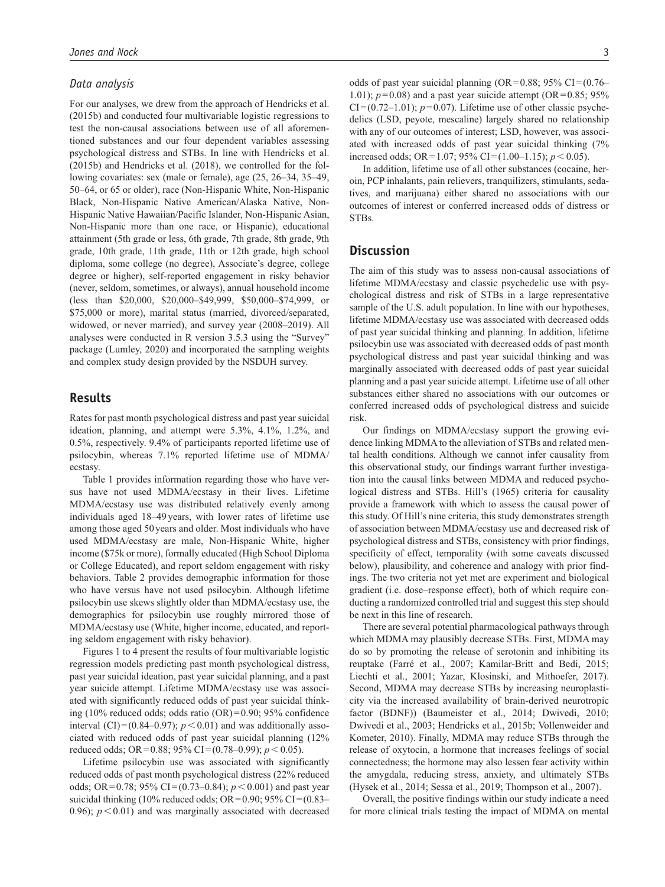### Data analysis

For our analyses, we drew from the approach of Hendricks et al. (2015b) and conducted four multivariable logistic regressions to test the non-causal associations between use of all aforementioned substances and our four dependent variables assessing psychological distress and STBs. In line with Hendricks et al. (2015b) and Hendricks et al. (2018), we controlled for the following covariates: sex (male or female), age (25, 26–34, 35–49, 50–64, or 65 or older), race (Non-Hispanic White, Non-Hispanic Black, Non-Hispanic Native American/Alaska Native, Non-Hispanic Native Hawaiian/Pacific Islander, Non-Hispanic Asian, Non-Hispanic more than one race, or Hispanic), educational attainment (5th grade or less, 6th grade, 7th grade, 8th grade, 9th grade, 10th grade, 11th grade, 11th or 12th grade, high school diploma, some college (no degree), Associate's degree, college degree or higher), self-reported engagement in risky behavior (never, seldom, sometimes, or always), annual household income (less than \$20,000, \$20,000–\$49,999, \$50,000–\$74,999, or \$75,000 or more), marital status (married, divorced/separated, widowed, or never married), and survey year (2008–2019). All analyses were conducted in R version 3.5.3 using the "Survey" package (Lumley, 2020) and incorporated the sampling weights and complex study design provided by the NSDUH survey.

## Results

Rates for past month psychological distress and past year suicidal ideation, planning, and attempt were 5.3%, 4.1%, 1.2%, and 0.5%, respectively. 9.4% of participants reported lifetime use of psilocybin, whereas 7.1% reported lifetime use of MDMA/ecstasy.

Table 1 provides information regarding those who have versus have not used MDMA/ecstasy in their lives. Lifetime MDMA/ecstasy use was distributed relatively evenly among individuals aged 18–49 years, with lower rates of lifetime use among those aged 50 years and older. Most individuals who have used MDMA/ecstasy are male, Non-Hispanic White, higher income (\$75k or more), formally educated (High School Diploma or College Educated), and report seldom engagement with risky behaviors. Table 2 provides demographic information for those who have versus have not used psilocybin. Although lifetime psilocybin use skews slightly older than MDMA/ecstasy use, the demographics for psilocybin use roughly mirrored those of MDMA/ecstasy use (White, higher income, educated, and reporting seldom engagement with risky behavior).

Figures 1 to 4 present the results of four multivariable logistic regression models predicting past month psychological distress, past year suicidal ideation, past year suicidal planning, and a past year suicide attempt. Lifetime MDMA/ecstasy use was associated with significantly reduced odds of past year suicidal thinking (10% reduced odds; odds ratio (OR) = 0.90; 95% confidence interval (CI) = (0.84–0.97); $p < 0.01$) and was additionally associated with reduced odds of past year suicidal planning (12% reduced odds; OR = 0.88; 95% CI = (0.78–0.99); $p < 0.05$).

Lifetime psilocybin use was associated with significantly reduced odds of past month psychological distress (22% reduced odds; OR = 0.78; 95% CI = (0.73–0.84); $p < 0.001$) and past year suicidal thinking (10% reduced odds; OR = 0.90; 95% CI = (0.83–0.96); $p < 0.01$) and was marginally associated with decreased odds of past year suicidal planning (OR = 0.88; 95% CI = (0.76–1.01); $p = 0.08$) and a past year suicide attempt (OR = 0.85; 95% CI = (0.72–1.01); $p = 0.07$). Lifetime use of other classic psychedelics (LSD, peyote, mescaline) largely shared no relationship with any of our outcomes of interest; LSD, however, was associated with increased odds of past year suicidal thinking (7% increased odds; OR = 1.07; 95% CI = (1.00–1.15); $p < 0.05$).

In addition, lifetime use of all other substances (cocaine, heroin, PCP inhalants, pain relievers, tranquilizers, stimulants, sedatives, and marijuana) either shared no associations with our outcomes of interest or conferred increased odds of distress or STBs.

## Discussion

The aim of this study was to assess non-causal associations of lifetime MDMA/ecstasy and classic psychedelic use with psychological distress and risk of STBs in a large representative sample of the U.S. adult population. In line with our hypotheses, lifetime MDMA/ecstasy use was associated with decreased odds of past year suicidal thinking and planning. In addition, lifetime psilocybin use was associated with decreased odds of past month psychological distress and past year suicidal thinking and was marginally associated with decreased odds of past year suicidal planning and a past year suicide attempt. Lifetime use of all other substances either shared no associations with our outcomes or conferred increased odds of psychological distress and suicide risk.

Our findings on MDMA/ecstasy support the growing evidence linking MDMA to the alleviation of STBs and related mental health conditions. Although we cannot infer causality from this observational study, our findings warrant further investigation into the causal links between MDMA and reduced psychological distress and STBs. Hill's (1965) criteria for causality provide a framework with which to assess the causal power of this study. Of Hill's nine criteria, this study demonstrates strength of association between MDMA/ecstasy use and decreased risk of psychological distress and STBs, consistency with prior findings, specificity of effect, temporality (with some caveats discussed below), plausibility, and coherence and analogy with prior findings. The two criteria not yet met are experiment and biological gradient (i.e. dose–response effect), both of which require conducting a randomized controlled trial and suggest this step should be next in this line of research.

There are several potential pharmacological pathways through which MDMA may plausibly decrease STBs. First, MDMA may do so by promoting the release of serotonin and inhibiting its reuptake (Farré et al., 2007; Kamilar-Britt and Bedi, 2015; Liechti et al., 2001; Yazar, Klosinski, and Mithoefer, 2017). Second, MDMA may decrease STBs by increasing neuroplasticity via the increased availability of brain-derived neurotropic factor (BDNF)) (Baumeister et al., 2014; Dwivedi, 2010; Dwivedi et al., 2003; Hendricks et al., 2015b; Vollenweider and Kometer, 2010). Finally, MDMA may reduce STBs through the release of oxytocin, a hormone that increases feelings of social connectedness; the hormone may also lessen fear activity within the amygdala, reducing stress, anxiety, and ultimately STBs (Hysek et al., 2014; Sessa et al., 2019; Thompson et al., 2007).

Overall, the positive findings within our study indicate a need for more clinical trials testing the impact of MDMA on mental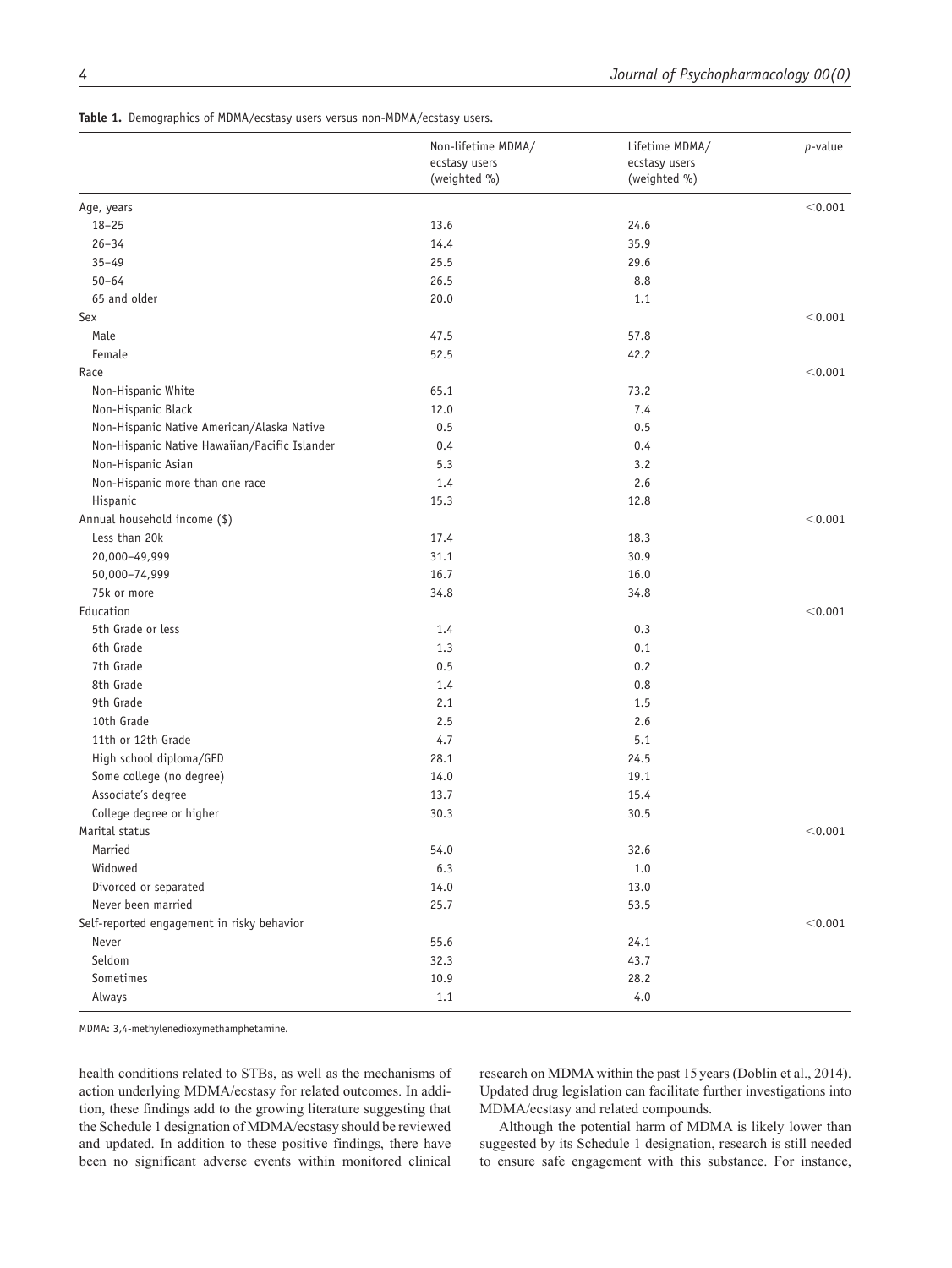**Table 1.** Demographics of MDMA/ecstasy users versus non-MDMA/ecstasy users.

| | Non-lifetime MDMA/ ecstasy users (weighted %) | Lifetime MDMA/ ecstasy users (weighted %) | *p*-value |
|---|---|---|---|
| Age, years | | | <0.001 |
| 18–25 | 13.6 | 24.6 | |
| 26–34 | 14.4 | 35.9 | |
| 35–49 | 25.5 | 29.6 | |
| 50–64 | 26.5 | 8.8 | |
| 65 and older | 20.0 | 1.1 | |
| Sex | | | <0.001 |
| Male | 47.5 | 57.8 | |
| Female | 52.5 | 42.2 | |
| Race | | | <0.001 |
| Non-Hispanic White | 65.1 | 73.2 | |
| Non-Hispanic Black | 12.0 | 7.4 | |
| Non-Hispanic Native American/Alaska Native | 0.5 | 0.5 | |
| Non-Hispanic Native Hawaiian/Pacific Islander | 0.4 | 0.4 | |
| Non-Hispanic Asian | 5.3 | 3.2 | |
| Non-Hispanic more than one race | 1.4 | 2.6 | |
| Hispanic | 15.3 | 12.8 | |
| Annual household income ($) | | | <0.001 |
| Less than 20k | 17.4 | 18.3 | |
| 20,000–49,999 | 31.1 | 30.9 | |
| 50,000–74,999 | 16.7 | 16.0 | |
| 75k or more | 34.8 | 34.8 | |
| Education | | | <0.001 |
| 5th Grade or less | 1.4 | 0.3 | |
| 6th Grade | 1.3 | 0.1 | |
| 7th Grade | 0.5 | 0.2 | |
| 8th Grade | 1.4 | 0.8 | |
| 9th Grade | 2.1 | 1.5 | |
| 10th Grade | 2.5 | 2.6 | |
| 11th or 12th Grade | 4.7 | 5.1 | |
| High school diploma/GED | 28.1 | 24.5 | |
| Some college (no degree) | 14.0 | 19.1 | |
| Associate's degree | 13.7 | 15.4 | |
| College degree or higher | 30.3 | 30.5 | |
| Marital status | | | <0.001 |
| Married | 54.0 | 32.6 | |
| Widowed | 6.3 | 1.0 | |
| Divorced or separated | 14.0 | 13.0 | |
| Never been married | 25.7 | 53.5 | |
| Self-reported engagement in risky behavior | | | <0.001 |
| Never | 55.6 | 24.1 | |
| Seldom | 32.3 | 43.7 | |
| Sometimes | 10.9 | 28.2 | |
| Always | 1.1 | 4.0 | |

MDMA: 3,4-methylenedioxymethamphetamine.

health conditions related to STBs, as well as the mechanisms of action underlying MDMA/ecstasy for related outcomes. In addition, these findings add to the growing literature suggesting that the Schedule 1 designation of MDMA/ecstasy should be reviewed and updated. In addition to these positive findings, there have been no significant adverse events within monitored clinical research on MDMA within the past 15 years (Doblin et al., 2014). Updated drug legislation can facilitate further investigations into MDMA/ecstasy and related compounds.

Although the potential harm of MDMA is likely lower than suggested by its Schedule 1 designation, research is still needed to ensure safe engagement with this substance. For instance,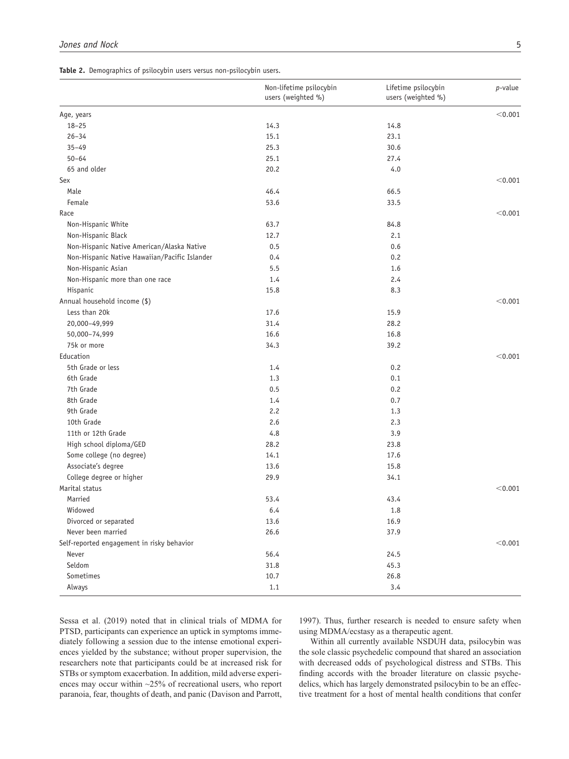**Table 2.** Demographics of psilocybin users versus non-psilocybin users.

| | Non-lifetime psilocybin users (weighted %) | Lifetime psilocybin users (weighted %) | *p*-value |
|---|---|---|---|
| Age, years | | | <0.001 |
| 18–25 | 14.3 | 14.8 | |
| 26–34 | 15.1 | 23.1 | |
| 35–49 | 25.3 | 30.6 | |
| 50–64 | 25.1 | 27.4 | |
| 65 and older | 20.2 | 4.0 | |
| Sex | | | <0.001 |
| Male | 46.4 | 66.5 | |
| Female | 53.6 | 33.5 | |
| Race | | | <0.001 |
| Non-Hispanic White | 63.7 | 84.8 | |
| Non-Hispanic Black | 12.7 | 2.1 | |
| Non-Hispanic Native American/Alaska Native | 0.5 | 0.6 | |
| Non-Hispanic Native Hawaiian/Pacific Islander | 0.4 | 0.2 | |
| Non-Hispanic Asian | 5.5 | 1.6 | |
| Non-Hispanic more than one race | 1.4 | 2.4 | |
| Hispanic | 15.8 | 8.3 | |
| Annual household income ($) | | | <0.001 |
| Less than 20k | 17.6 | 15.9 | |
| 20,000–49,999 | 31.4 | 28.2 | |
| 50,000–74,999 | 16.6 | 16.8 | |
| 75k or more | 34.3 | 39.2 | |
| Education | | | <0.001 |
| 5th Grade or less | 1.4 | 0.2 | |
| 6th Grade | 1.3 | 0.1 | |
| 7th Grade | 0.5 | 0.2 | |
| 8th Grade | 1.4 | 0.7 | |
| 9th Grade | 2.2 | 1.3 | |
| 10th Grade | 2.6 | 2.3 | |
| 11th or 12th Grade | 4.8 | 3.9 | |
| High school diploma/GED | 28.2 | 23.8 | |
| Some college (no degree) | 14.1 | 17.6 | |
| Associate's degree | 13.6 | 15.8 | |
| College degree or higher | 29.9 | 34.1 | |
| Marital status | | | <0.001 |
| Married | 53.4 | 43.4 | |
| Widowed | 6.4 | 1.8 | |
| Divorced or separated | 13.6 | 16.9 | |
| Never been married | 26.6 | 37.9 | |
| Self-reported engagement in risky behavior | | | <0.001 |
| Never | 56.4 | 24.5 | |
| Seldom | 31.8 | 45.3 | |
| Sometimes | 10.7 | 26.8 | |
| Always | 1.1 | 3.4 | |

Sessa et al. (2019) noted that in clinical trials of MDMA for PTSD, participants can experience an uptick in symptoms immediately following a session due to the intense emotional experiences yielded by the substance; without proper supervision, the researchers note that participants could be at increased risk for STBs or symptom exacerbation. In addition, mild adverse experiences may occur within ~25% of recreational users, who report paranoia, fear, thoughts of death, and panic (Davison and Parrott, 1997). Thus, further research is needed to ensure safety when using MDMA/ecstasy as a therapeutic agent.

Within all currently available NSDUH data, psilocybin was the sole classic psychedelic compound that shared an association with decreased odds of psychological distress and STBs. This finding accords with the broader literature on classic psychedelics, which has largely demonstrated psilocybin to be an effective treatment for a host of mental health conditions that confer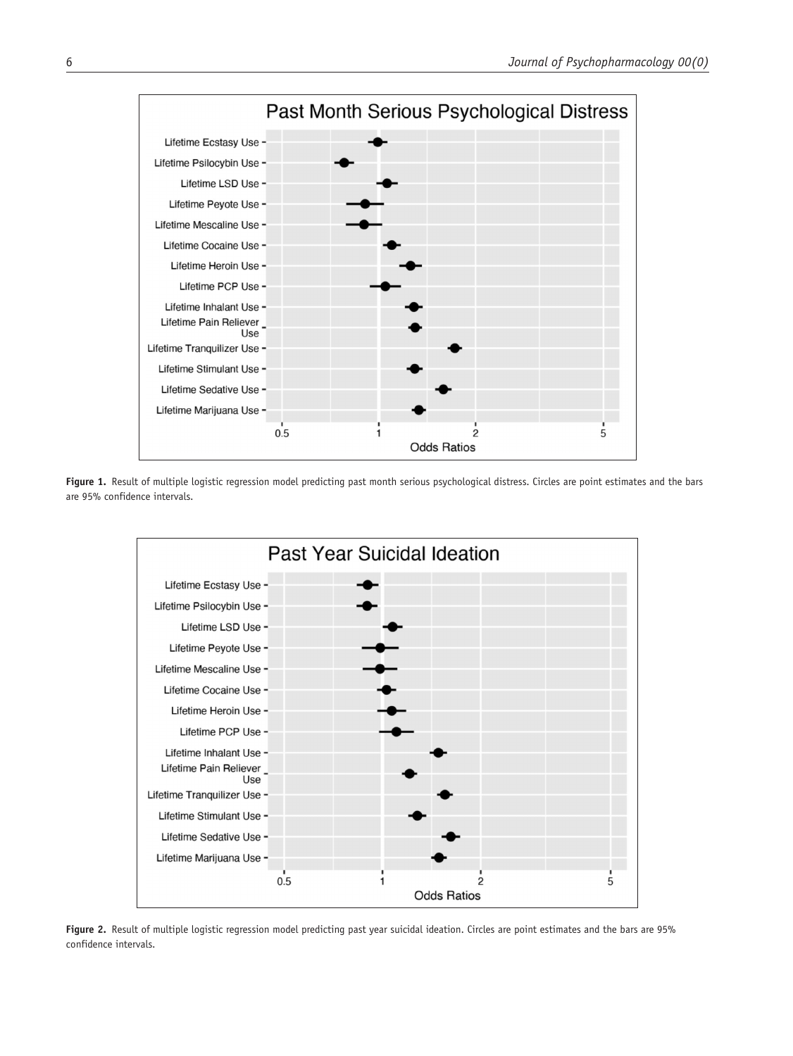Figure 1. Result of multiple logistic regression model predicting past month serious psychological distress. Circles are point estimates and the bars are 95% confidence intervals.

Figure 2. Result of multiple logistic regression model predicting past year suicidal ideation. Circles are point estimates and the bars are 95% confidence intervals.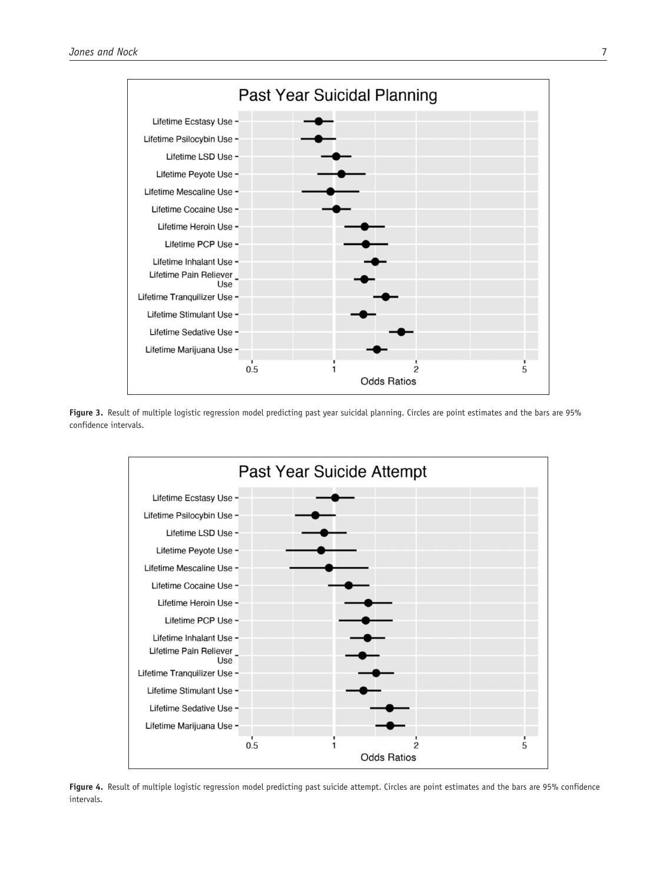**Figure 3.** Result of multiple logistic regression model predicting past year suicidal planning. Circles are point estimates and the bars are 95% confidence intervals.

**Figure 4.** Result of multiple logistic regression model predicting past suicide attempt. Circles are point estimates and the bars are 95% confidence intervals.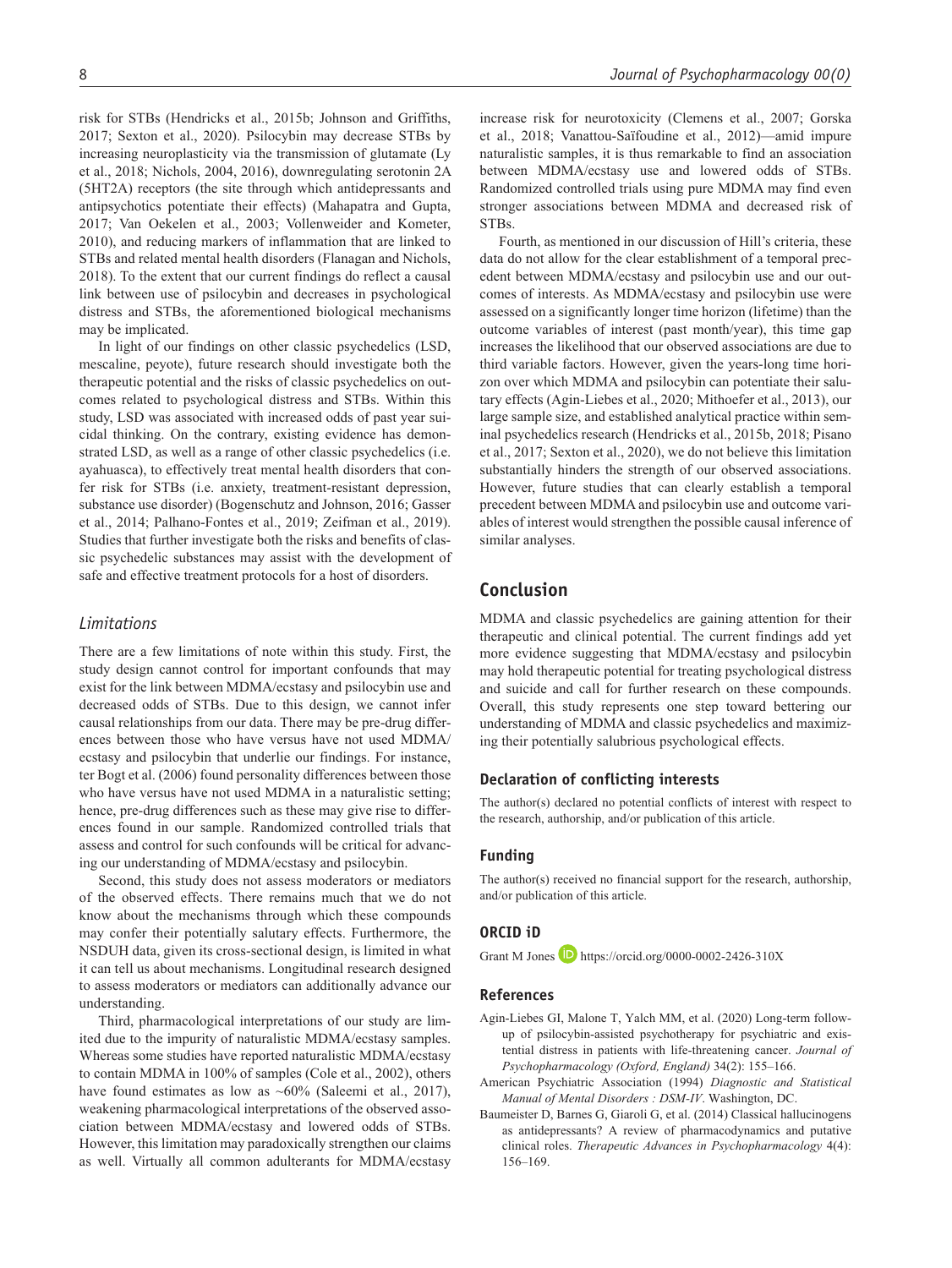risk for STBs (Hendricks et al., 2015b; Johnson and Griffiths, 2017; Sexton et al., 2020). Psilocybin may decrease STBs by increasing neuroplasticity via the transmission of glutamate (Ly et al., 2018; Nichols, 2004, 2016), downregulating serotonin 2A (5HT2A) receptors (the site through which antidepressants and antipsychotics potentiate their effects) (Mahapatra and Gupta, 2017; Van Oekelen et al., 2003; Vollenweider and Kometer, 2010), and reducing markers of inflammation that are linked to STBs and related mental health disorders (Flanagan and Nichols, 2018). To the extent that our current findings do reflect a causal link between use of psilocybin and decreases in psychological distress and STBs, the aforementioned biological mechanisms may be implicated.

In light of our findings on other classic psychedelics (LSD, mescaline, peyote), future research should investigate both the therapeutic potential and the risks of classic psychedelics on outcomes related to psychological distress and STBs. Within this study, LSD was associated with increased odds of past year suicidal thinking. On the contrary, existing evidence has demonstrated LSD, as well as a range of other classic psychedelics (i.e. ayahuasca), to effectively treat mental health disorders that confer risk for STBs (i.e. anxiety, treatment-resistant depression, substance use disorder) (Bogenschutz and Johnson, 2016; Gasser et al., 2014; Palhano-Fontes et al., 2019; Zeifman et al., 2019). Studies that further investigate both the risks and benefits of classic psychedelic substances may assist with the development of safe and effective treatment protocols for a host of disorders.

### *Limitations*

There are a few limitations of note within this study. First, the study design cannot control for important confounds that may exist for the link between MDMA/ecstasy and psilocybin use and decreased odds of STBs. Due to this design, we cannot infer causal relationships from our data. There may be pre-drug differences between those who have versus have not used MDMA/ecstasy and psilocybin that underlie our findings. For instance, ter Bogt et al. (2006) found personality differences between those who have versus have not used MDMA in a naturalistic setting; hence, pre-drug differences such as these may give rise to differences found in our sample. Randomized controlled trials that assess and control for such confounds will be critical for advancing our understanding of MDMA/ecstasy and psilocybin.

Second, this study does not assess moderators or mediators of the observed effects. There remains much that we do not know about the mechanisms through which these compounds may confer their potentially salutary effects. Furthermore, the NSDUH data, given its cross-sectional design, is limited in what it can tell us about mechanisms. Longitudinal research designed to assess moderators or mediators can additionally advance our understanding.

Third, pharmacological interpretations of our study are limited due to the impurity of naturalistic MDMA/ecstasy samples. Whereas some studies have reported naturalistic MDMA/ecstasy to contain MDMA in 100% of samples (Cole et al., 2002), others have found estimates as low as ~60% (Saleemi et al., 2017), weakening pharmacological interpretations of the observed association between MDMA/ecstasy and lowered odds of STBs. However, this limitation may paradoxically strengthen our claims as well. Virtually all common adulterants for MDMA/ecstasy increase risk for neurotoxicity (Clemens et al., 2007; Gorska et al., 2018; Vanattou-Saïfoudine et al., 2012)—amid impure naturalistic samples, it is thus remarkable to find an association between MDMA/ecstasy use and lowered odds of STBs. Randomized controlled trials using pure MDMA may find even stronger associations between MDMA and decreased risk of STBs.

Fourth, as mentioned in our discussion of Hill's criteria, these data do not allow for the clear establishment of a temporal precedent between MDMA/ecstasy and psilocybin use and our outcomes of interests. As MDMA/ecstasy and psilocybin use were assessed on a significantly longer time horizon (lifetime) than the outcome variables of interest (past month/year), this time gap increases the likelihood that our observed associations are due to third variable factors. However, given the years-long time horizon over which MDMA and psilocybin can potentiate their salutary effects (Agin-Liebes et al., 2020; Mithoefer et al., 2013), our large sample size, and established analytical practice within seminal psychedelics research (Hendricks et al., 2015b, 2018; Pisano et al., 2017; Sexton et al., 2020), we do not believe this limitation substantially hinders the strength of our observed associations. However, future studies that can clearly establish a temporal precedent between MDMA and psilocybin use and outcome variables of interest would strengthen the possible causal inference of similar analyses.

## Conclusion

MDMA and classic psychedelics are gaining attention for their therapeutic and clinical potential. The current findings add yet more evidence suggesting that MDMA/ecstasy and psilocybin may hold therapeutic potential for treating psychological distress and suicide and call for further research on these compounds. Overall, this study represents one step toward bettering our understanding of MDMA and classic psychedelics and maximizing their potentially salubrious psychological effects.

### Declaration of conflicting interests

The author(s) declared no potential conflicts of interest with respect to the research, authorship, and/or publication of this article.

### Funding

The author(s) received no financial support for the research, authorship, and/or publication of this article.

### ORCID iD

Grant M Jones https://orcid.org/0000-0002-2426-310X

### References

Agin-Liebes GI, Malone T, Yalch MM, et al. (2020) Long-term follow-up of psilocybin-assisted psychotherapy for psychiatric and existential distress in patients with life-threatening cancer. *Journal of Psychopharmacology (Oxford, England)* 34(2): 155–166.

American Psychiatric Association (1994) *Diagnostic and Statistical Manual of Mental Disorders : DSM-IV*. Washington, DC.

Baumeister D, Barnes G, Giaroli G, et al. (2014) Classical hallucinogens as antidepressants? A review of pharmacodynamics and putative clinical roles. *Therapeutic Advances in Psychopharmacology* 4(4): 156–169.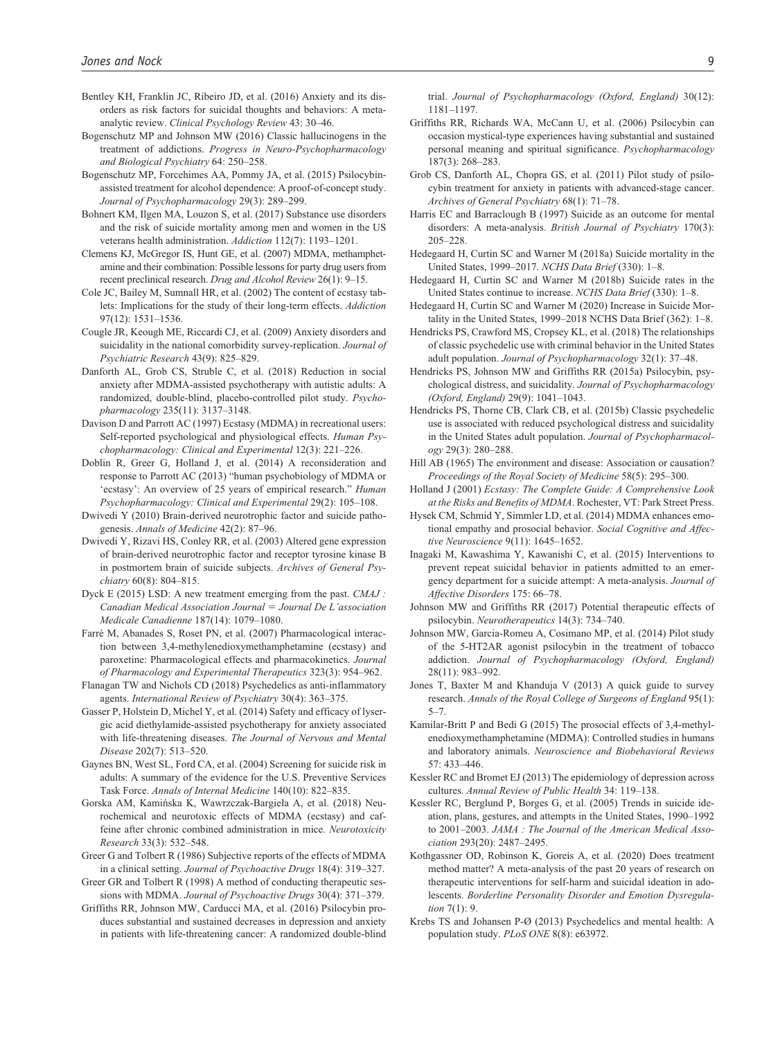Bentley KH, Franklin JC, Ribeiro JD, et al. (2016) Anxiety and its disorders as risk factors for suicidal thoughts and behaviors: A meta-analytic review. *Clinical Psychology Review* 43: 30–46.

Bogenschutz MP and Johnson MW (2016) Classic hallucinogens in the treatment of addictions. *Progress in Neuro-Psychopharmacology and Biological Psychiatry* 64: 250–258.

Bogenschutz MP, Forcehimes AA, Pommy JA, et al. (2015) Psilocybin-assisted treatment for alcohol dependence: A proof-of-concept study. *Journal of Psychopharmacology* 29(3): 289–299.

Bohnert KM, Ilgen MA, Louzon S, et al. (2017) Substance use disorders and the risk of suicide mortality among men and women in the US veterans health administration. *Addiction* 112(7): 1193–1201.

Clemens KJ, McGregor IS, Hunt GE, et al. (2007) MDMA, methamphetamine and their combination: Possible lessons for party drug users from recent preclinical research. *Drug and Alcohol Review* 26(1): 9–15.

Cole JC, Bailey M, Sumnall HR, et al. (2002) The content of ecstasy tablets: Implications for the study of their long-term effects. *Addiction* 97(12): 1531–1536.

Cougle JR, Keough ME, Riccardi CJ, et al. (2009) Anxiety disorders and suicidality in the national comorbidity survey-replication. *Journal of Psychiatric Research* 43(9): 825–829.

Danforth AL, Grob CS, Struble C, et al. (2018) Reduction in social anxiety after MDMA-assisted psychotherapy with autistic adults: A randomized, double-blind, placebo-controlled pilot study. *Psychopharmacology* 235(11): 3137–3148.

Davison D and Parrott AC (1997) Ecstasy (MDMA) in recreational users: Self-reported psychological and physiological effects. *Human Psychopharmacology: Clinical and Experimental* 12(3): 221–226.

Doblin R, Greer G, Holland J, et al. (2014) A reconsideration and response to Parrott AC (2013) "human psychobiology of MDMA or 'ecstasy': An overview of 25 years of empirical research." *Human Psychopharmacology: Clinical and Experimental* 29(2): 105–108.

Dwivedi Y (2010) Brain-derived neurotrophic factor and suicide pathogenesis. *Annals of Medicine* 42(2): 87–96.

Dwivedi Y, Rizavi HS, Conley RR, et al. (2003) Altered gene expression of brain-derived neurotrophic factor and receptor tyrosine kinase B in postmortem brain of suicide subjects. *Archives of General Psychiatry* 60(8): 804–815.

Dyck E (2015) LSD: A new treatment emerging from the past. *CMAJ : Canadian Medical Association Journal = Journal De L'association Medicale Canadienne* 187(14): 1079–1080.

Farré M, Abanades S, Roset PN, et al. (2007) Pharmacological interaction between 3,4-methylenedioxymethamphetamine (ecstasy) and paroxetine: Pharmacological effects and pharmacokinetics. *Journal of Pharmacology and Experimental Therapeutics* 323(3): 954–962.

Flanagan TW and Nichols CD (2018) Psychedelics as anti-inflammatory agents. *International Review of Psychiatry* 30(4): 363–375.

Gasser P, Holstein D, Michel Y, et al. (2014) Safety and efficacy of lysergic acid diethylamide-assisted psychotherapy for anxiety associated with life-threatening diseases. *The Journal of Nervous and Mental Disease* 202(7): 513–520.

Gaynes BN, West SL, Ford CA, et al. (2004) Screening for suicide risk in adults: A summary of the evidence for the U.S. Preventive Services Task Force. *Annals of Internal Medicine* 140(10): 822–835.

Gorska AM, Kamińska K, Wawrzczak-Bargieła A, et al. (2018) Neurochemical and neurotoxic effects of MDMA (ecstasy) and caffeine after chronic combined administration in mice. *Neurotoxicity Research* 33(3): 532–548.

Greer G and Tolbert R (1986) Subjective reports of the effects of MDMA in a clinical setting. *Journal of Psychoactive Drugs* 18(4): 319–327.

Greer GR and Tolbert R (1998) A method of conducting therapeutic sessions with MDMA. *Journal of Psychoactive Drugs* 30(4): 371–379.

Griffiths RR, Johnson MW, Carducci MA, et al. (2016) Psilocybin produces substantial and sustained decreases in depression and anxiety in patients with life-threatening cancer: A randomized double-blind trial. *Journal of Psychopharmacology (Oxford, England)* 30(12): 1181–1197.

Griffiths RR, Richards WA, McCann U, et al. (2006) Psilocybin can occasion mystical-type experiences having substantial and sustained personal meaning and spiritual significance. *Psychopharmacology* 187(3): 268–283.

Grob CS, Danforth AL, Chopra GS, et al. (2011) Pilot study of psilocybin treatment for anxiety in patients with advanced-stage cancer. *Archives of General Psychiatry* 68(1): 71–78.

Harris EC and Barraclough B (1997) Suicide as an outcome for mental disorders: A meta-analysis. *British Journal of Psychiatry* 170(3): 205–228.

Hedegaard H, Curtin SC and Warner M (2018a) Suicide mortality in the United States, 1999–2017. *NCHS Data Brief* (330): 1–8.

Hedegaard H, Curtin SC and Warner M (2018b) Suicide rates in the United States continue to increase. *NCHS Data Brief* (330): 1–8.

Hedegaard H, Curtin SC and Warner M (2020) Increase in Suicide Mortality in the United States, 1999–2018 NCHS Data Brief (362): 1–8.

Hendricks PS, Crawford MS, Cropsey KL, et al. (2018) The relationships of classic psychedelic use with criminal behavior in the United States adult population. *Journal of Psychopharmacology* 32(1): 37–48.

Hendricks PS, Johnson MW and Griffiths RR (2015a) Psilocybin, psychological distress, and suicidality. *Journal of Psychopharmacology (Oxford, England)* 29(9): 1041–1043.

Hendricks PS, Thorne CB, Clark CB, et al. (2015b) Classic psychedelic use is associated with reduced psychological distress and suicidality in the United States adult population. *Journal of Psychopharmacology* 29(3): 280–288.

Hill AB (1965) The environment and disease: Association or causation? *Proceedings of the Royal Society of Medicine* 58(5): 295–300.

Holland J (2001) *Ecstasy: The Complete Guide: A Comprehensive Look at the Risks and Benefits of MDMA*. Rochester, VT: Park Street Press.

Hysek CM, Schmid Y, Simmler LD, et al. (2014) MDMA enhances emotional empathy and prosocial behavior. *Social Cognitive and Affective Neuroscience* 9(11): 1645–1652.

Inagaki M, Kawashima Y, Kawanishi C, et al. (2015) Interventions to prevent repeat suicidal behavior in patients admitted to an emergency department for a suicide attempt: A meta-analysis. *Journal of Affective Disorders* 175: 66–78.

Johnson MW and Griffiths RR (2017) Potential therapeutic effects of psilocybin. *Neurotherapeutics* 14(3): 734–740.

Johnson MW, Garcia-Romeu A, Cosimano MP, et al. (2014) Pilot study of the 5-HT2AR agonist psilocybin in the treatment of tobacco addiction. *Journal of Psychopharmacology (Oxford, England)* 28(11): 983–992.

Jones T, Baxter M and Khanduja V (2013) A quick guide to survey research. *Annals of the Royal College of Surgeons of England* 95(1): 5–7.

Kamilar-Britt P and Bedi G (2015) The prosocial effects of 3,4-methylenedioxymethamphetamine (MDMA): Controlled studies in humans and laboratory animals. *Neuroscience and Biobehavioral Reviews* 57: 433–446.

Kessler RC and Bromet EJ (2013) The epidemiology of depression across cultures. *Annual Review of Public Health* 34: 119–138.

Kessler RC, Berglund P, Borges G, et al. (2005) Trends in suicide ideation, plans, gestures, and attempts in the United States, 1990–1992 to 2001–2003. *JAMA : The Journal of the American Medical Association* 293(20): 2487–2495.

Kothgassner OD, Robinson K, Goreis A, et al. (2020) Does treatment method matter? A meta-analysis of the past 20 years of research on therapeutic interventions for self-harm and suicidal ideation in adolescents. *Borderline Personality Disorder and Emotion Dysregulation* 7(1): 9.

Krebs TS and Johansen P-Ø (2013) Psychedelics and mental health: A population study. *PLoS ONE* 8(8): e63972.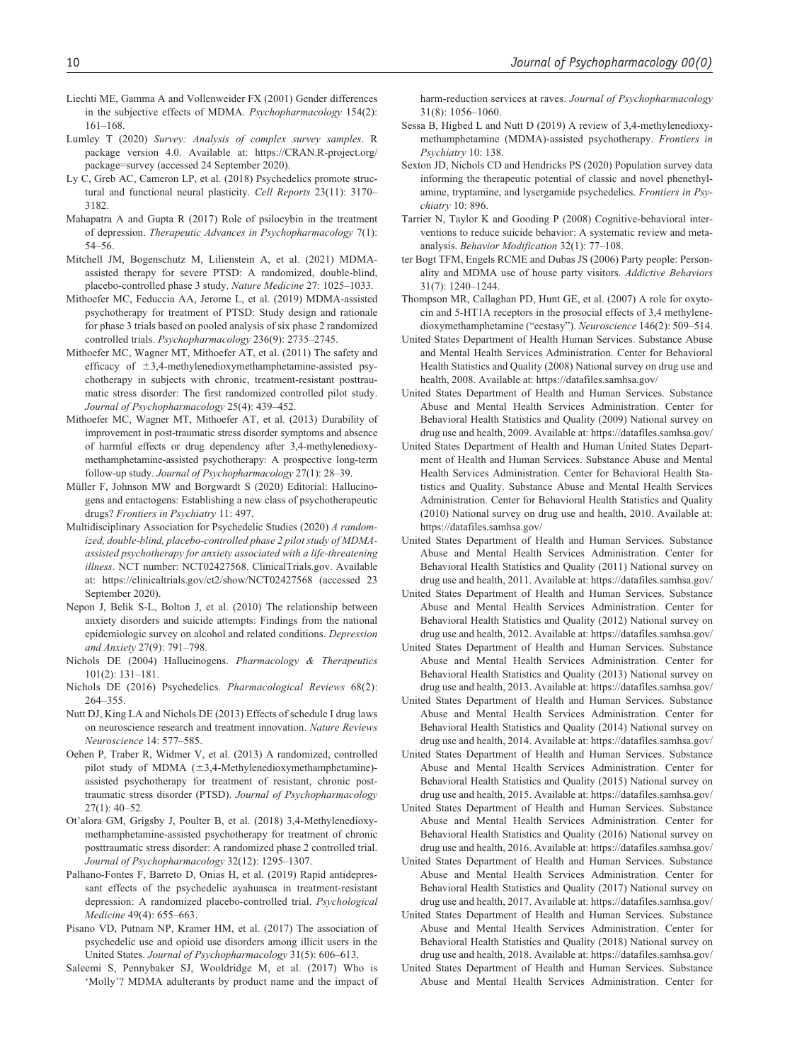Liechti ME, Gamma A and Vollenweider FX (2001) Gender differences in the subjective effects of MDMA. *Psychopharmacology* 154(2): 161–168.

Lumley T (2020) *Survey: Analysis of complex survey samples*. R package version 4.0. Available at: https://CRAN.R-project.org/package=survey (accessed 24 September 2020).

Ly C, Greb AC, Cameron LP, et al. (2018) Psychedelics promote structural and functional neural plasticity. *Cell Reports* 23(11): 3170–3182.

Mahapatra A and Gupta R (2017) Role of psilocybin in the treatment of depression. *Therapeutic Advances in Psychopharmacology* 7(1): 54–56.

Mitchell JM, Bogenschutz M, Lilienstein A, et al. (2021) MDMA-assisted therapy for severe PTSD: A randomized, double-blind, placebo-controlled phase 3 study. *Nature Medicine* 27: 1025–1033.

Mithoefer MC, Feduccia AA, Jerome L, et al. (2019) MDMA-assisted psychotherapy for treatment of PTSD: Study design and rationale for phase 3 trials based on pooled analysis of six phase 2 randomized controlled trials. *Psychopharmacology* 236(9): 2735–2745.

Mithoefer MC, Wagner MT, Mithoefer AT, et al. (2011) The safety and efficacy of ±3,4-methylenedioxymethamphetamine-assisted psychotherapy in subjects with chronic, treatment-resistant posttraumatic stress disorder: The first randomized controlled pilot study. *Journal of Psychopharmacology* 25(4): 439–452.

Mithoefer MC, Wagner MT, Mithoefer AT, et al. (2013) Durability of improvement in post-traumatic stress disorder symptoms and absence of harmful effects or drug dependency after 3,4-methylenedioxymethamphetamine-assisted psychotherapy: A prospective long-term follow-up study. *Journal of Psychopharmacology* 27(1): 28–39.

Müller F, Johnson MW and Borgwardt S (2020) Editorial: Hallucinogens and entactogens: Establishing a new class of psychotherapeutic drugs? *Frontiers in Psychiatry* 11: 497.

Multidisciplinary Association for Psychedelic Studies (2020) *A randomized, double-blind, placebo-controlled phase 2 pilot study of MDMA-assisted psychotherapy for anxiety associated with a life-threatening illness*. NCT number: NCT02427568. ClinicalTrials.gov. Available at: https://clinicaltrials.gov/ct2/show/NCT02427568 (accessed 23 September 2020).

Nepon J, Belik S-L, Bolton J, et al. (2010) The relationship between anxiety disorders and suicide attempts: Findings from the national epidemiologic survey on alcohol and related conditions. *Depression and Anxiety* 27(9): 791–798.

Nichols DE (2004) Hallucinogens. *Pharmacology & Therapeutics* 101(2): 131–181.

Nichols DE (2016) Psychedelics. *Pharmacological Reviews* 68(2): 264–355.

Nutt DJ, King LA and Nichols DE (2013) Effects of schedule I drug laws on neuroscience research and treatment innovation. *Nature Reviews Neuroscience* 14: 577–585.

Oehen P, Traber R, Widmer V, et al. (2013) A randomized, controlled pilot study of MDMA (±3,4-Methylenedioxymethamphetamine)-assisted psychotherapy for treatment of resistant, chronic post-traumatic stress disorder (PTSD). *Journal of Psychopharmacology* 27(1): 40–52.

Ot'alora GM, Grigsby J, Poulter B, et al. (2018) 3,4-Methylenedioxymethamphetamine-assisted psychotherapy for treatment of chronic posttraumatic stress disorder: A randomized phase 2 controlled trial. *Journal of Psychopharmacology* 32(12): 1295–1307.

Palhano-Fontes F, Barreto D, Onias H, et al. (2019) Rapid antidepressant effects of the psychedelic ayahuasca in treatment-resistant depression: A randomized placebo-controlled trial. *Psychological Medicine* 49(4): 655–663.

Pisano VD, Putnam NP, Kramer HM, et al. (2017) The association of psychedelic use and opioid use disorders among illicit users in the United States. *Journal of Psychopharmacology* 31(5): 606–613.

Saleemi S, Pennybaker SJ, Wooldridge M, et al. (2017) Who is 'Molly'? MDMA adulterants by product name and the impact of harm-reduction services at raves. *Journal of Psychopharmacology* 31(8): 1056–1060.

Sessa B, Higbed L and Nutt D (2019) A review of 3,4-methylenedioxymethamphetamine (MDMA)-assisted psychotherapy. *Frontiers in Psychiatry* 10: 138.

Sexton JD, Nichols CD and Hendricks PS (2020) Population survey data informing the therapeutic potential of classic and novel phenethylamine, tryptamine, and lysergamide psychedelics. *Frontiers in Psychiatry* 10: 896.

Tarrier N, Taylor K and Gooding P (2008) Cognitive-behavioral interventions to reduce suicide behavior: A systematic review and meta-analysis. *Behavior Modification* 32(1): 77–108.

ter Bogt TFM, Engels RCME and Dubas JS (2006) Party people: Personality and MDMA use of house party visitors. *Addictive Behaviors* 31(7): 1240–1244.

Thompson MR, Callaghan PD, Hunt GE, et al. (2007) A role for oxytocin and 5-HT1A receptors in the prosocial effects of 3,4 methylenedioxymethamphetamine ("ecstasy"). *Neuroscience* 146(2): 509–514.

United States Department of Health Human Services. Substance Abuse and Mental Health Services Administration. Center for Behavioral Health Statistics and Quality (2008) National survey on drug use and health, 2008. Available at: https://datafiles.samhsa.gov/

United States Department of Health and Human Services. Substance Abuse and Mental Health Services Administration. Center for Behavioral Health Statistics and Quality (2009) National survey on drug use and health, 2009. Available at: https://datafiles.samhsa.gov/

United States Department of Health and Human United States Department of Health and Human Services. Substance Abuse and Mental Health Services Administration. Center for Behavioral Health Statistics and Quality. Substance Abuse and Mental Health Services Administration. Center for Behavioral Health Statistics and Quality (2010) National survey on drug use and health, 2010. Available at: https://datafiles.samhsa.gov/

United States Department of Health and Human Services. Substance Abuse and Mental Health Services Administration. Center for Behavioral Health Statistics and Quality (2011) National survey on drug use and health, 2011. Available at: https://datafiles.samhsa.gov/

United States Department of Health and Human Services. Substance Abuse and Mental Health Services Administration. Center for Behavioral Health Statistics and Quality (2012) National survey on drug use and health, 2012. Available at: https://datafiles.samhsa.gov/

United States Department of Health and Human Services. Substance Abuse and Mental Health Services Administration. Center for Behavioral Health Statistics and Quality (2013) National survey on drug use and health, 2013. Available at: https://datafiles.samhsa.gov/

United States Department of Health and Human Services. Substance Abuse and Mental Health Services Administration. Center for Behavioral Health Statistics and Quality (2014) National survey on drug use and health, 2014. Available at: https://datafiles.samhsa.gov/

United States Department of Health and Human Services. Substance Abuse and Mental Health Services Administration. Center for Behavioral Health Statistics and Quality (2015) National survey on drug use and health, 2015. Available at: https://datafiles.samhsa.gov/

United States Department of Health and Human Services. Substance Abuse and Mental Health Services Administration. Center for Behavioral Health Statistics and Quality (2016) National survey on drug use and health, 2016. Available at: https://datafiles.samhsa.gov/

United States Department of Health and Human Services. Substance Abuse and Mental Health Services Administration. Center for Behavioral Health Statistics and Quality (2017) National survey on drug use and health, 2017. Available at: https://datafiles.samhsa.gov/

United States Department of Health and Human Services. Substance Abuse and Mental Health Services Administration. Center for Behavioral Health Statistics and Quality (2018) National survey on drug use and health, 2018. Available at: https://datafiles.samhsa.gov/

United States Department of Health and Human Services. Substance Abuse and Mental Health Services Administration. Center for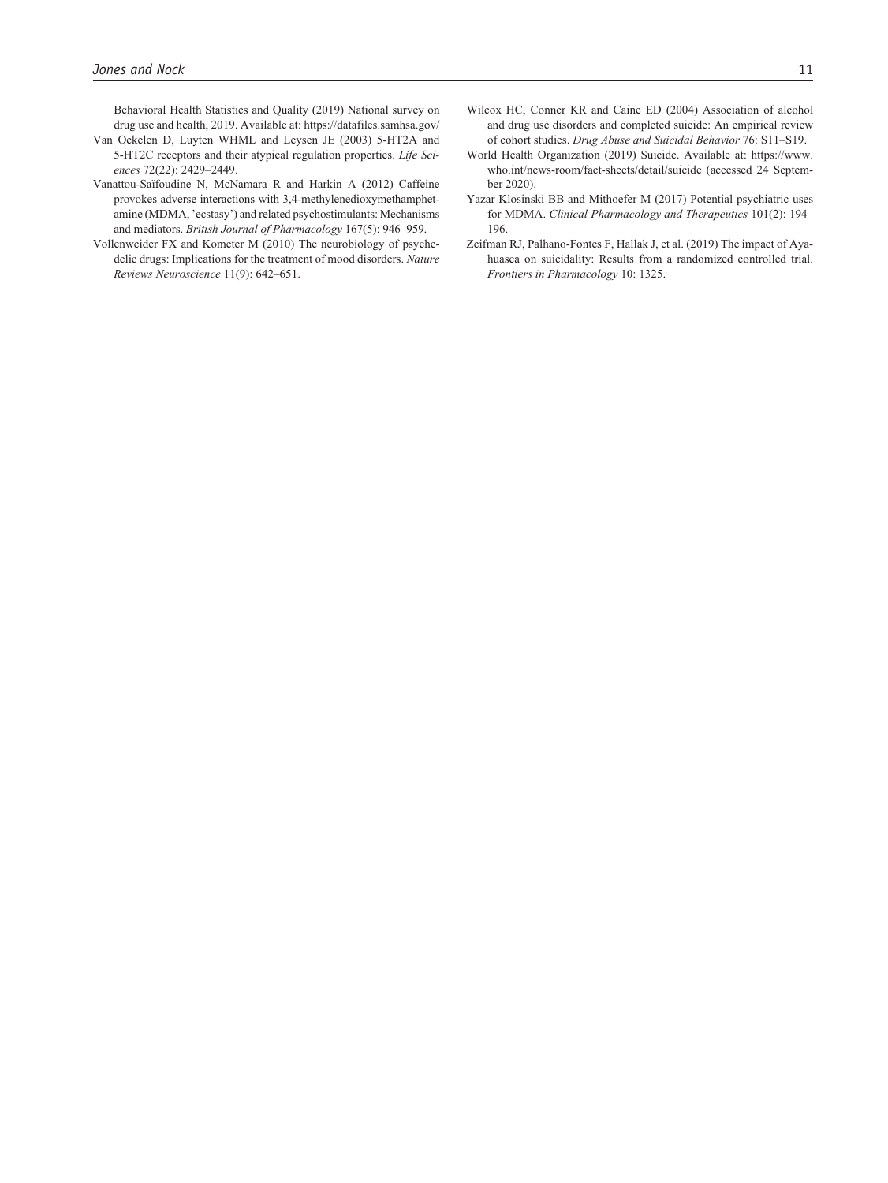Behavioral Health Statistics and Quality (2019) National survey on drug use and health, 2019. Available at: https://datafiles.samhsa.gov/

Van Oekelen D, Luyten WHML and Leysen JE (2003) 5-HT2A and 5-HT2C receptors and their atypical regulation properties. *Life Sciences* 72(22): 2429–2449.

Vanattou-Saïfoudine N, McNamara R and Harkin A (2012) Caffeine provokes adverse interactions with 3,4-methylenedioxymethamphetamine (MDMA, 'ecstasy') and related psychostimulants: Mechanisms and mediators. *British Journal of Pharmacology* 167(5): 946–959.

Vollenweider FX and Kometer M (2010) The neurobiology of psychedelic drugs: Implications for the treatment of mood disorders. *Nature Reviews Neuroscience* 11(9): 642–651.

Wilcox HC, Conner KR and Caine ED (2004) Association of alcohol and drug use disorders and completed suicide: An empirical review of cohort studies. *Drug Abuse and Suicidal Behavior* 76: S11–S19.

World Health Organization (2019) Suicide. Available at: https://www.who.int/news-room/fact-sheets/detail/suicide (accessed 24 September 2020).

Yazar Klosinski BB and Mithoefer M (2017) Potential psychiatric uses for MDMA. *Clinical Pharmacology and Therapeutics* 101(2): 194–196.

Zeifman RJ, Palhano-Fontes F, Hallak J, et al. (2019) The impact of Ayahuasca on suicidality: Results from a randomized controlled trial. *Frontiers in Pharmacology* 10: 1325.